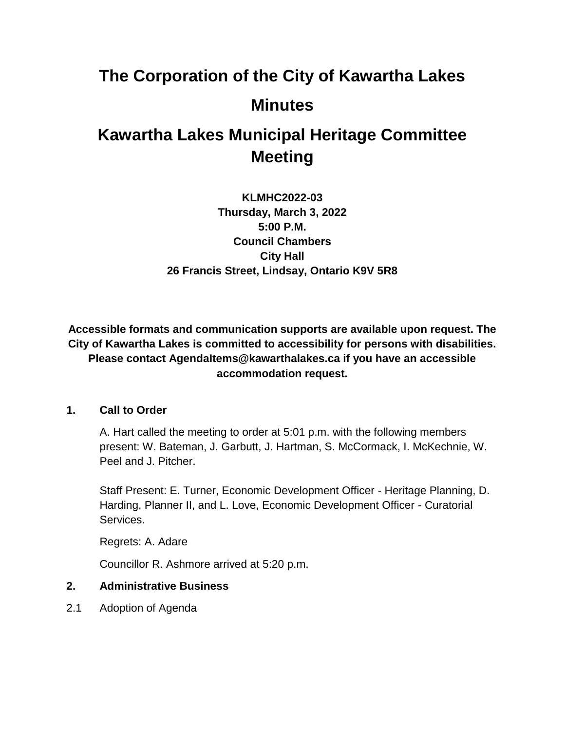# The Corporation of the City of Kawartha Lakes

# Minutes

# Kawartha Lakes Municipal Heritage Committee Meeting

**KLMHC2022-03**
**Thursday, March 3, 2022**
**5:00 P.M.**
**Council Chambers**
**City Hall**
**26 Francis Street, Lindsay, Ontario K9V 5R8**

**Accessible formats and communication supports are available upon request. The City of Kawartha Lakes is committed to accessibility for persons with disabilities. Please contact AgendaItems@kawarthalakes.ca if you have an accessible accommodation request.**

## 1. Call to Order

A. Hart called the meeting to order at 5:01 p.m. with the following members present: W. Bateman, J. Garbutt, J. Hartman, S. McCormack, I. McKechnie, W. Peel and J. Pitcher.

Staff Present: E. Turner, Economic Development Officer - Heritage Planning, D. Harding, Planner II, and L. Love, Economic Development Officer - Curatorial Services.

Regrets: A. Adare

Councillor R. Ashmore arrived at 5:20 p.m.

## 2. Administrative Business

2.1 Adoption of Agenda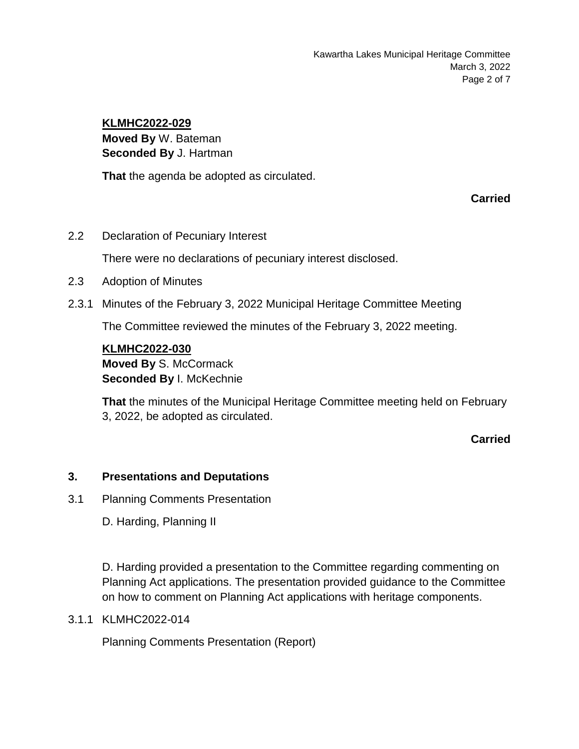**KLMHC2022-029**
**Moved By** W. Bateman
**Seconded By** J. Hartman

**That** the agenda be adopted as circulated.

**Carried**

2.2 Declaration of Pecuniary Interest

There were no declarations of pecuniary interest disclosed.

2.3 Adoption of Minutes

2.3.1 Minutes of the February 3, 2022 Municipal Heritage Committee Meeting

The Committee reviewed the minutes of the February 3, 2022 meeting.

**KLMHC2022-030**
**Moved By** S. McCormack
**Seconded By** I. McKechnie

**That** the minutes of the Municipal Heritage Committee meeting held on February 3, 2022, be adopted as circulated.

**Carried**

## 3. Presentations and Deputations

3.1 Planning Comments Presentation

D. Harding, Planning II

D. Harding provided a presentation to the Committee regarding commenting on Planning Act applications. The presentation provided guidance to the Committee on how to comment on Planning Act applications with heritage components.

3.1.1 KLMHC2022-014

Planning Comments Presentation (Report)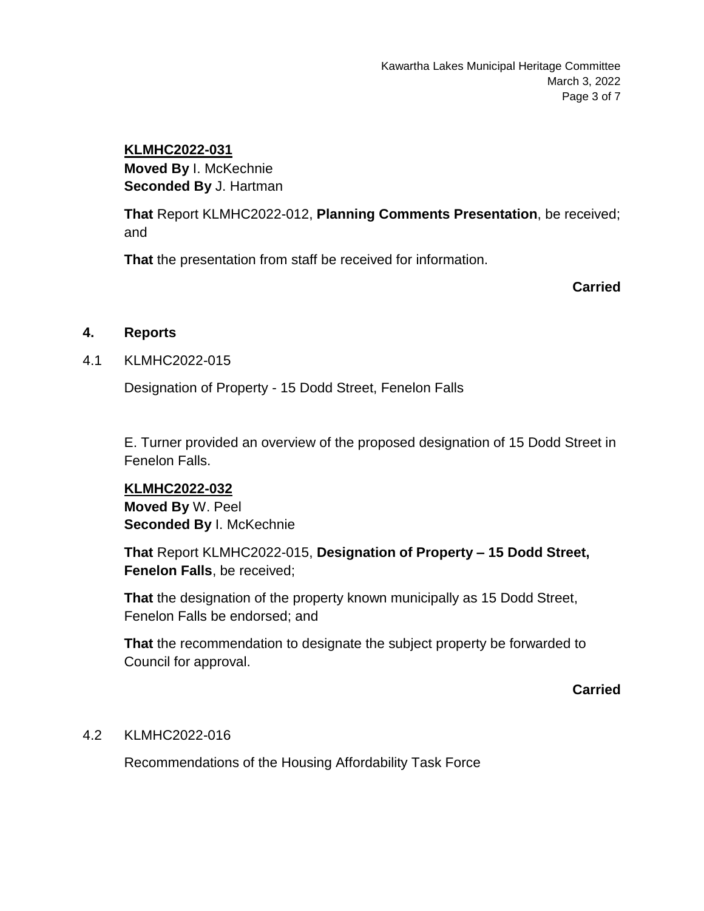**KLMHC2022-031**
**Moved By** I. McKechnie
**Seconded By** J. Hartman

**That** Report KLMHC2022-012, **Planning Comments Presentation**, be received; and

**That** the presentation from staff be received for information.

**Carried**

## 4. Reports

4.1 KLMHC2022-015

Designation of Property - 15 Dodd Street, Fenelon Falls

E. Turner provided an overview of the proposed designation of 15 Dodd Street in Fenelon Falls.

**KLMHC2022-032**
**Moved By** W. Peel
**Seconded By** I. McKechnie

**That** Report KLMHC2022-015, **Designation of Property – 15 Dodd Street, Fenelon Falls**, be received;

**That** the designation of the property known municipally as 15 Dodd Street, Fenelon Falls be endorsed; and

**That** the recommendation to designate the subject property be forwarded to Council for approval.

**Carried**

4.2 KLMHC2022-016

Recommendations of the Housing Affordability Task Force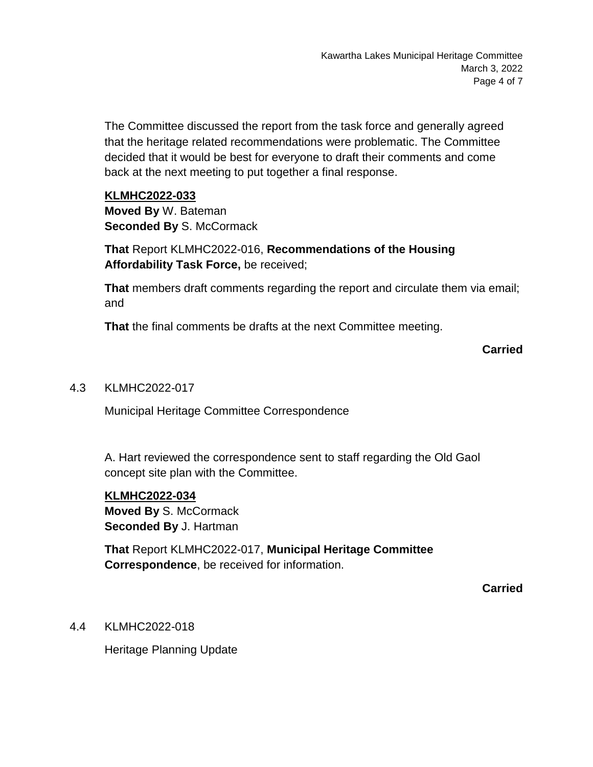The Committee discussed the report from the task force and generally agreed that the heritage related recommendations were problematic. The Committee decided that it would be best for everyone to draft their comments and come back at the next meeting to put together a final response.

**KLMHC2022-033**
**Moved By** W. Bateman
**Seconded By** S. McCormack

**That** Report KLMHC2022-016, **Recommendations of the Housing Affordability Task Force,** be received;

**That** members draft comments regarding the report and circulate them via email; and

**That** the final comments be drafts at the next Committee meeting.

**Carried**

4.3 KLMHC2022-017

Municipal Heritage Committee Correspondence

A. Hart reviewed the correspondence sent to staff regarding the Old Gaol concept site plan with the Committee.

**KLMHC2022-034**
**Moved By** S. McCormack
**Seconded By** J. Hartman

**That** Report KLMHC2022-017, **Municipal Heritage Committee Correspondence**, be received for information.

**Carried**

4.4 KLMHC2022-018

Heritage Planning Update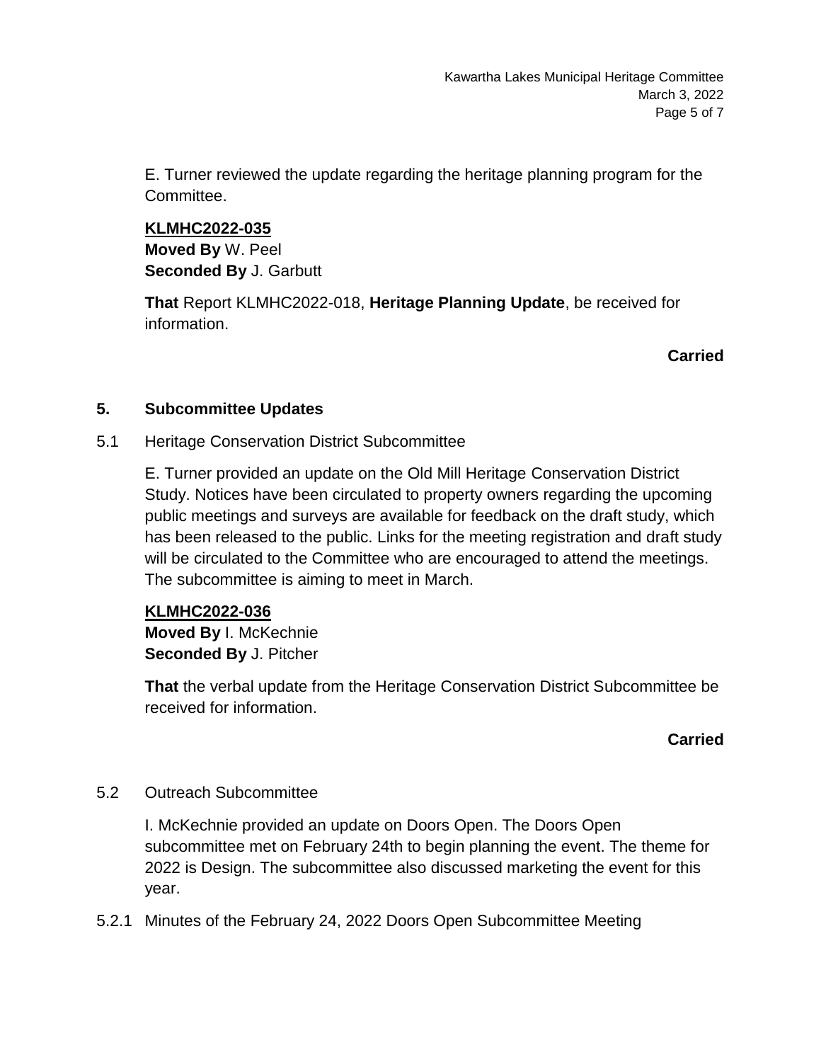E. Turner reviewed the update regarding the heritage planning program for the Committee.

**KLMHC2022-035**
**Moved By** W. Peel
**Seconded By** J. Garbutt

**That** Report KLMHC2022-018, **Heritage Planning Update**, be received for information.

**Carried**

## 5. Subcommittee Updates

5.1 Heritage Conservation District Subcommittee

E. Turner provided an update on the Old Mill Heritage Conservation District Study. Notices have been circulated to property owners regarding the upcoming public meetings and surveys are available for feedback on the draft study, which has been released to the public. Links for the meeting registration and draft study will be circulated to the Committee who are encouraged to attend the meetings. The subcommittee is aiming to meet in March.

**KLMHC2022-036**
**Moved By** I. McKechnie
**Seconded By** J. Pitcher

**That** the verbal update from the Heritage Conservation District Subcommittee be received for information.

**Carried**

5.2 Outreach Subcommittee

I. McKechnie provided an update on Doors Open. The Doors Open subcommittee met on February 24th to begin planning the event. The theme for 2022 is Design. The subcommittee also discussed marketing the event for this year.

5.2.1 Minutes of the February 24, 2022 Doors Open Subcommittee Meeting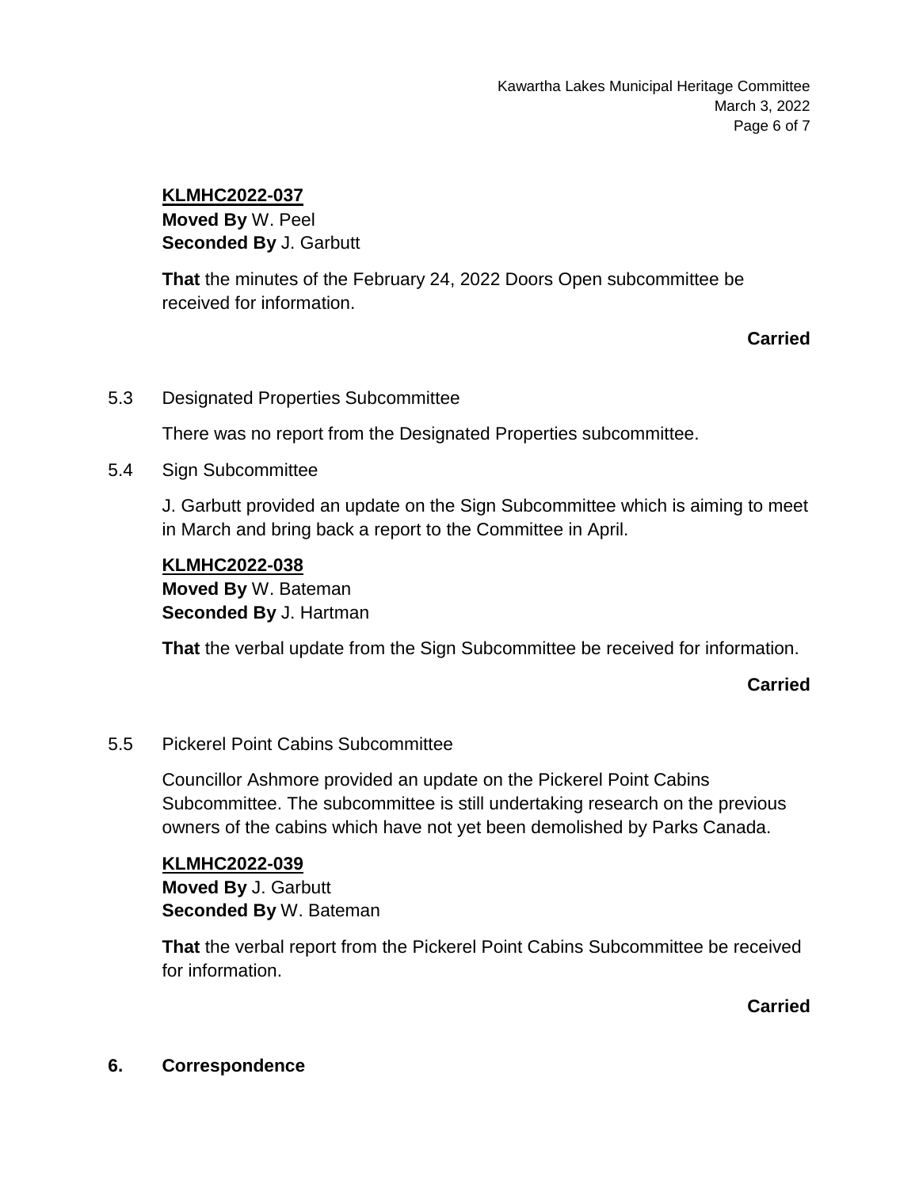**KLMHC2022-037**
**Moved By** W. Peel
**Seconded By** J. Garbutt

**That** the minutes of the February 24, 2022 Doors Open subcommittee be received for information.

**Carried**

5.3 Designated Properties Subcommittee

There was no report from the Designated Properties subcommittee.

5.4 Sign Subcommittee

J. Garbutt provided an update on the Sign Subcommittee which is aiming to meet in March and bring back a report to the Committee in April.

**KLMHC2022-038**
**Moved By** W. Bateman
**Seconded By** J. Hartman

**That** the verbal update from the Sign Subcommittee be received for information.

**Carried**

5.5 Pickerel Point Cabins Subcommittee

Councillor Ashmore provided an update on the Pickerel Point Cabins Subcommittee. The subcommittee is still undertaking research on the previous owners of the cabins which have not yet been demolished by Parks Canada.

**KLMHC2022-039**
**Moved By** J. Garbutt
**Seconded By** W. Bateman

**That** the verbal report from the Pickerel Point Cabins Subcommittee be received for information.

**Carried**

## 6. Correspondence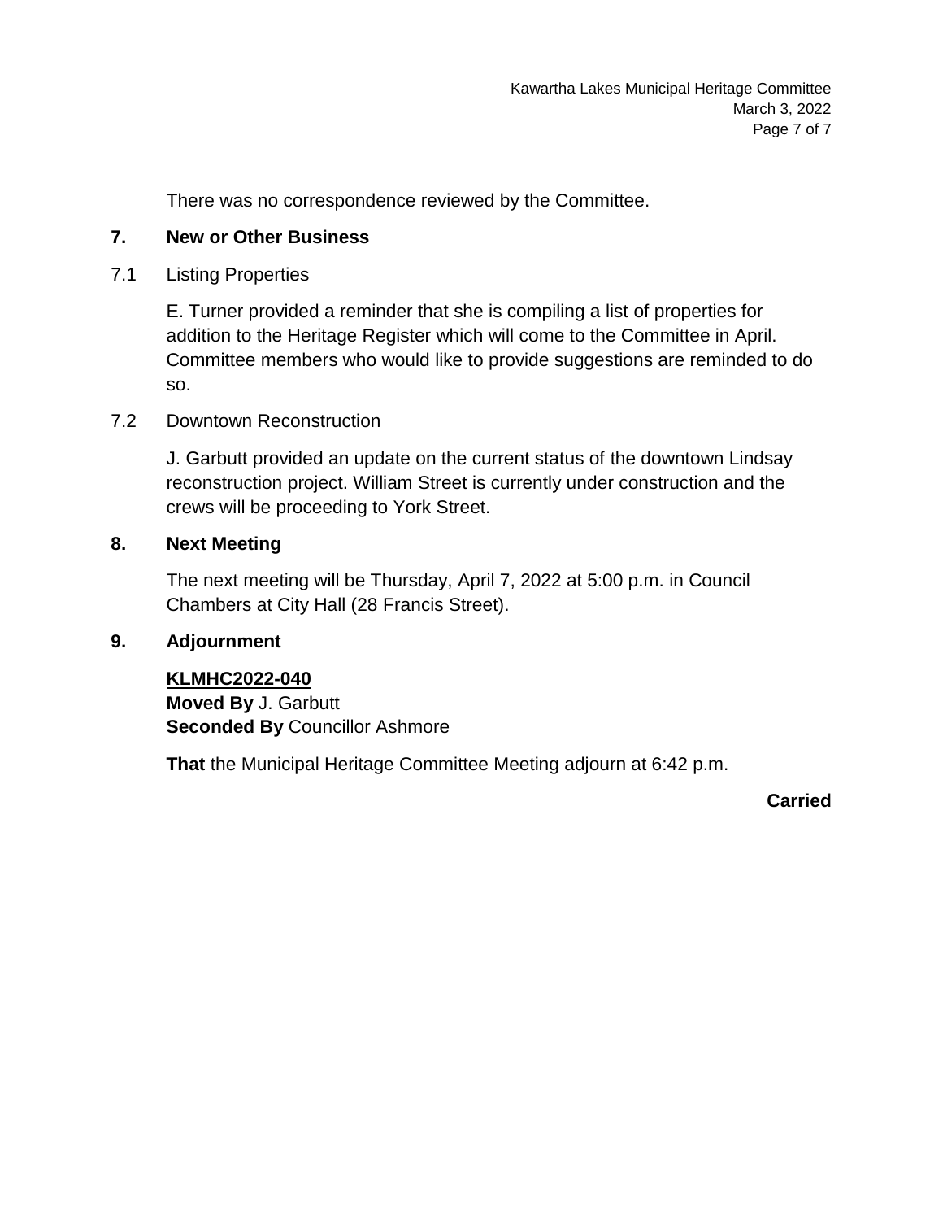There was no correspondence reviewed by the Committee.

## 7. New or Other Business

7.1 Listing Properties

E. Turner provided a reminder that she is compiling a list of properties for addition to the Heritage Register which will come to the Committee in April. Committee members who would like to provide suggestions are reminded to do so.

7.2 Downtown Reconstruction

J. Garbutt provided an update on the current status of the downtown Lindsay reconstruction project. William Street is currently under construction and the crews will be proceeding to York Street.

## 8. Next Meeting

The next meeting will be Thursday, April 7, 2022 at 5:00 p.m. in Council Chambers at City Hall (28 Francis Street).

## 9. Adjournment

**KLMHC2022-040**
**Moved By** J. Garbutt
**Seconded By** Councillor Ashmore

**That** the Municipal Heritage Committee Meeting adjourn at 6:42 p.m.

**Carried**